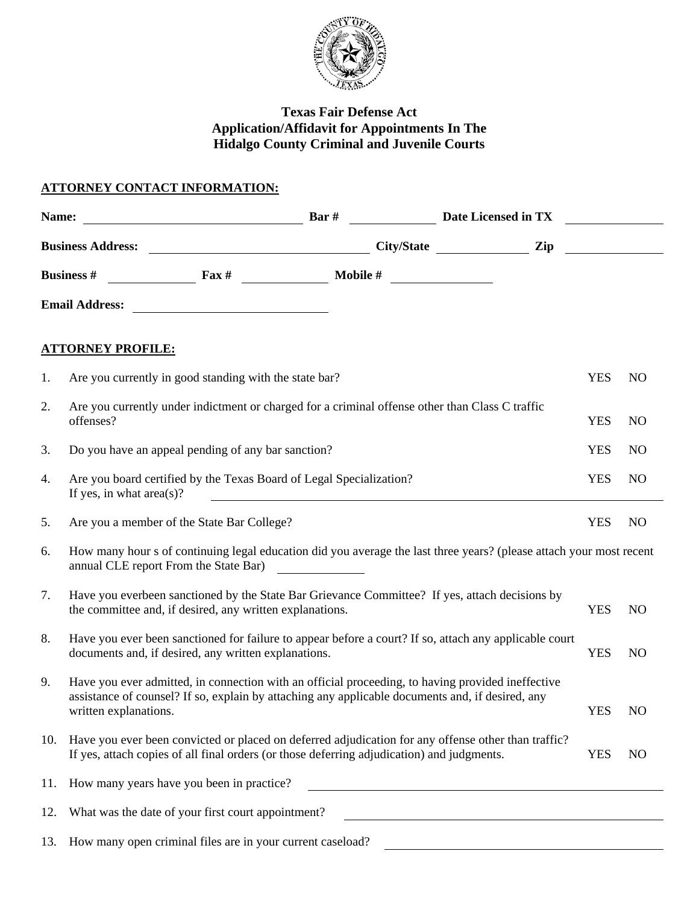# Texas Fair Defense Act
## Application/Affidavit for Appointments In The Hidalgo County Criminal and Juvenile Courts

**ATTORNEY CONTACT INFORMATION:**

**Name:** ______________________ **Bar #** __________ **Date Licensed in TX** __________

**Business Address:** ______________________ **City/State** __________ **Zip** __________

**Business #** __________ **Fax #** __________ **Mobile #** __________

**Email Address:** ______________________

**ATTORNEY PROFILE:**

1. Are you currently in good standing with the state bar? YES NO
2. Are you currently under indictment or charged for a criminal offense other than Class C traffic offenses? YES NO
3. Do you have an appeal pending of any bar sanction? YES NO
4. Are you board certified by the Texas Board of Legal Specialization? YES NO
   If yes, in what area(s)? ______________________
5. Are you a member of the State Bar College? YES NO
6. How many hour s of continuing legal education did you average the last three years? (please attach your most recent annual CLE report From the State Bar) __________
7. Have you everbeen sanctioned by the State Bar Grievance Committee? If yes, attach decisions by the committee and, if desired, any written explanations. YES NO
8. Have you ever been sanctioned for failure to appear before a court? If so, attach any applicable court documents and, if desired, any written explanations. YES NO
9. Have you ever admitted, in connection with an official proceeding, to having provided ineffective assistance of counsel? If so, explain by attaching any applicable documents and, if desired, any written explanations. YES NO
10. Have you ever been convicted or placed on deferred adjudication for any offense other than traffic? If yes, attach copies of all final orders (or those deferring adjudication) and judgments. YES NO
11. How many years have you been in practice? ______________________
12. What was the date of your first court appointment? ______________________
13. How many open criminal files are in your current caseload? ______________________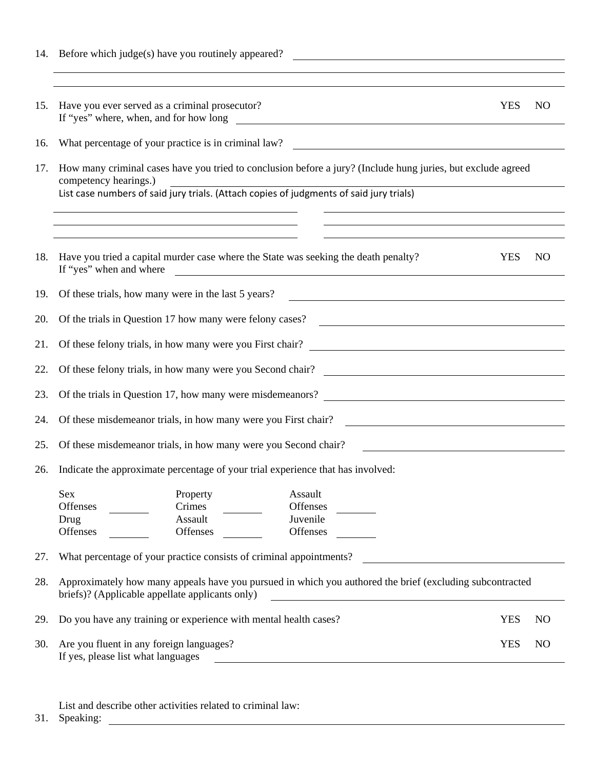14. Before which judge(s) have you routinely appeared? ______________________________

______________________________________________________________________________

______________________________________________________________________________

15. Have you ever served as a criminal prosecutor? YES NO
    If "yes" where, when, and for how long ______________________________

16. What percentage of your practice is in criminal law? ______________________________

17. How many criminal cases have you tried to conclusion before a jury? (Include hung juries, but exclude agreed competency hearings.) ______________________________
    List case numbers of said jury trials. (Attach copies of judgments of said jury trials)

    ______________________________ ______________________________

    ______________________________ ______________________________

    ______________________________ ______________________________

18. Have you tried a capital murder case where the State was seeking the death penalty? YES NO
    If "yes" when and where ______________________________

19. Of these trials, how many were in the last 5 years? ______________________________

20. Of the trials in Question 17 how many were felony cases? ______________________________

21. Of these felony trials, in how many were you First chair? ______________________________

22. Of these felony trials, in how many were you Second chair? ______________________________

23. Of the trials in Question 17, how many were misdemeanors? ______________________________

24. Of these misdemeanor trials, in how many were you First chair? ______________________________

25. Of these misdemeanor trials, in how many were you Second chair? ______________________________

26. Indicate the approximate percentage of your trial experience that has involved:

| | | | | | |
|---|---|---|---|---|---|
| Sex Offenses | ________ | Property Crimes | ________ | Assault Offenses | ________ |
| Drug Offenses | ________ | Assault Offenses | ________ | Juvenile Offenses | ________ |

27. What percentage of your practice consists of criminal appointments? ______________________________

28. Approximately how many appeals have you pursued in which you authored the brief (excluding subcontracted briefs)? (Applicable appellate applicants only) ______________________________

29. Do you have any training or experience with mental health cases? YES NO

30. Are you fluent in any foreign languages? YES NO
    If yes, please list what languages ______________________________

List and describe other activities related to criminal law:

31. Speaking: ______________________________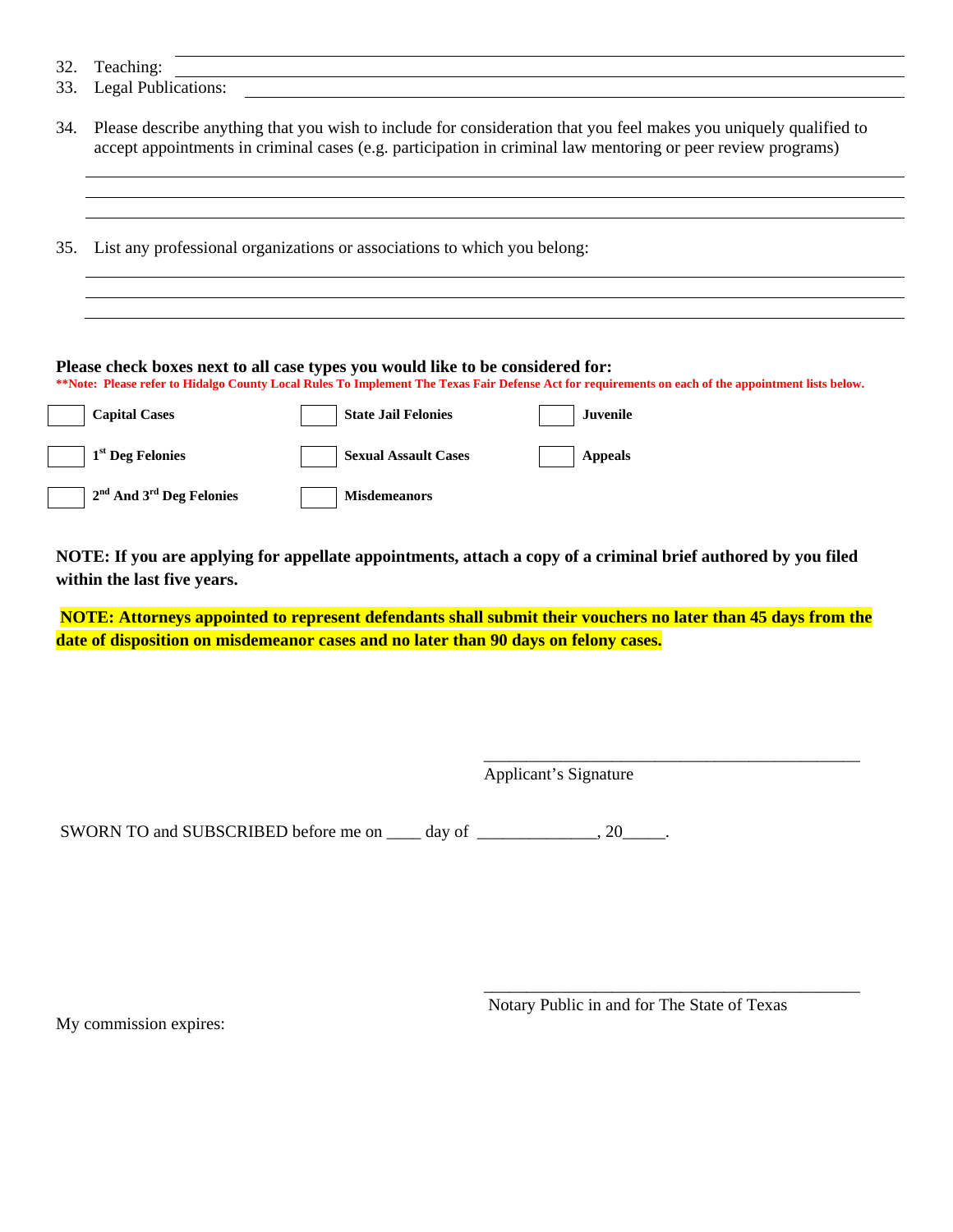32. Teaching: ____________________
33. Legal Publications: ____________________

34. Please describe anything that you wish to include for consideration that you feel makes you uniquely qualified to accept appointments in criminal cases (e.g. participation in criminal law mentoring or peer review programs)

____________________

____________________

____________________

35. List any professional organizations or associations to which you belong:

____________________

____________________

____________________

**Please check boxes next to all case types you would like to be considered for:**

**\*\*Note: Please refer to Hidalgo County Local Rules To Implement The Texas Fair Defense Act for requirements on each of the appointment lists below.**

| | | |
|---|---|---|
| ☐ **Capital Cases** | ☐ **State Jail Felonies** | ☐ **Juvenile** |
| ☐ **1st Deg Felonies** | ☐ **Sexual Assault Cases** | ☐ **Appeals** |
| ☐ **2nd And 3rd Deg Felonies** | ☐ **Misdemeanors** | |

**NOTE: If you are applying for appellate appointments, attach a copy of a criminal brief authored by you filed within the last five years.**

**NOTE: Attorneys appointed to represent defendants shall submit their vouchers no later than 45 days from the date of disposition on misdemeanor cases and no later than 90 days on felony cases.**

_____________________________________________
Applicant's Signature

SWORN TO and SUBSCRIBED before me on ____ day of ______________, 20_____.

_____________________________________________
Notary Public in and for The State of Texas

My commission expires: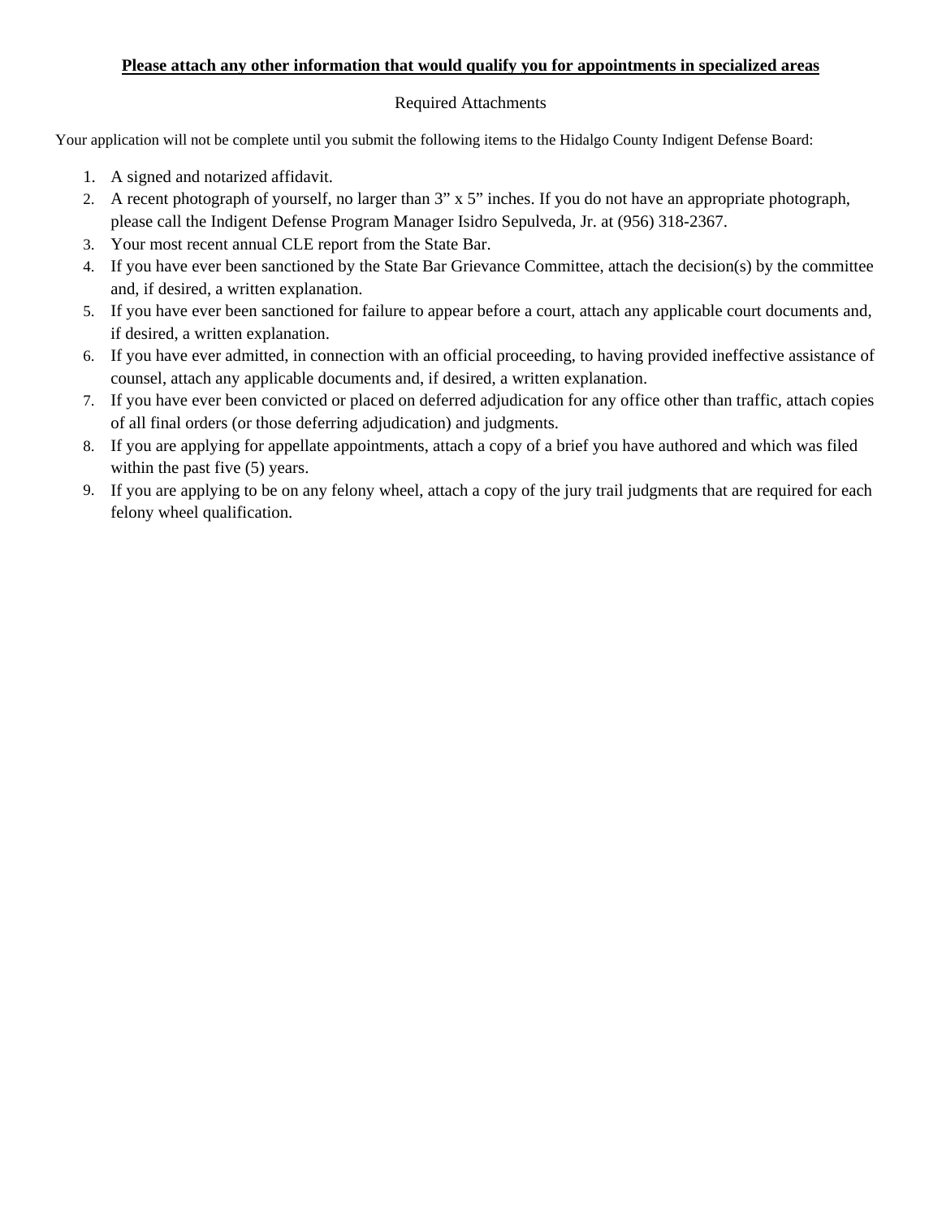**Please attach any other information that would qualify you for appointments in specialized areas**

Required Attachments

Your application will not be complete until you submit the following items to the Hidalgo County Indigent Defense Board:

1. A signed and notarized affidavit.
2. A recent photograph of yourself, no larger than 3" x 5" inches. If you do not have an appropriate photograph, please call the Indigent Defense Program Manager Isidro Sepulveda, Jr. at (956) 318-2367.
3. Your most recent annual CLE report from the State Bar.
4. If you have ever been sanctioned by the State Bar Grievance Committee, attach the decision(s) by the committee and, if desired, a written explanation.
5. If you have ever been sanctioned for failure to appear before a court, attach any applicable court documents and, if desired, a written explanation.
6. If you have ever admitted, in connection with an official proceeding, to having provided ineffective assistance of counsel, attach any applicable documents and, if desired, a written explanation.
7. If you have ever been convicted or placed on deferred adjudication for any office other than traffic, attach copies of all final orders (or those deferring adjudication) and judgments.
8. If you are applying for appellate appointments, attach a copy of a brief you have authored and which was filed within the past five (5) years.
9. If you are applying to be on any felony wheel, attach a copy of the jury trail judgments that are required for each felony wheel qualification.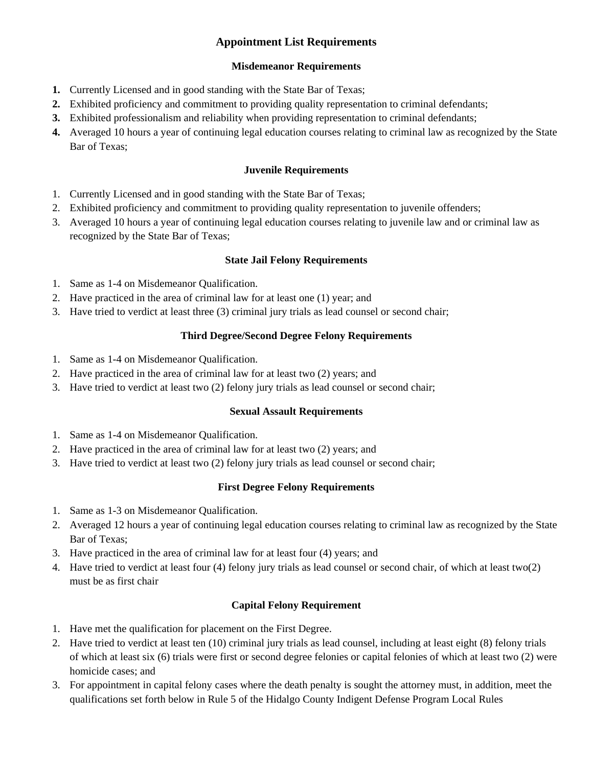# Appointment List Requirements

## Misdemeanor Requirements

1. Currently Licensed and in good standing with the State Bar of Texas;
2. Exhibited proficiency and commitment to providing quality representation to criminal defendants;
3. Exhibited professionalism and reliability when providing representation to criminal defendants;
4. Averaged 10 hours a year of continuing legal education courses relating to criminal law as recognized by the State Bar of Texas;

## Juvenile Requirements

1. Currently Licensed and in good standing with the State Bar of Texas;
2. Exhibited proficiency and commitment to providing quality representation to juvenile offenders;
3. Averaged 10 hours a year of continuing legal education courses relating to juvenile law and or criminal law as recognized by the State Bar of Texas;

## State Jail Felony Requirements

1. Same as 1-4 on Misdemeanor Qualification.
2. Have practiced in the area of criminal law for at least one (1) year; and
3. Have tried to verdict at least three (3) criminal jury trials as lead counsel or second chair;

## Third Degree/Second Degree Felony Requirements

1. Same as 1-4 on Misdemeanor Qualification.
2. Have practiced in the area of criminal law for at least two (2) years; and
3. Have tried to verdict at least two (2) felony jury trials as lead counsel or second chair;

## Sexual Assault Requirements

1. Same as 1-4 on Misdemeanor Qualification.
2. Have practiced in the area of criminal law for at least two (2) years; and
3. Have tried to verdict at least two (2) felony jury trials as lead counsel or second chair;

## First Degree Felony Requirements

1. Same as 1-3 on Misdemeanor Qualification.
2. Averaged 12 hours a year of continuing legal education courses relating to criminal law as recognized by the State Bar of Texas;
3. Have practiced in the area of criminal law for at least four (4) years; and
4. Have tried to verdict at least four (4) felony jury trials as lead counsel or second chair, of which at least two(2) must be as first chair

## Capital Felony Requirement

1. Have met the qualification for placement on the First Degree.
2. Have tried to verdict at least ten (10) criminal jury trials as lead counsel, including at least eight (8) felony trials of which at least six (6) trials were first or second degree felonies or capital felonies of which at least two (2) were homicide cases; and
3. For appointment in capital felony cases where the death penalty is sought the attorney must, in addition, meet the qualifications set forth below in Rule 5 of the Hidalgo County Indigent Defense Program Local Rules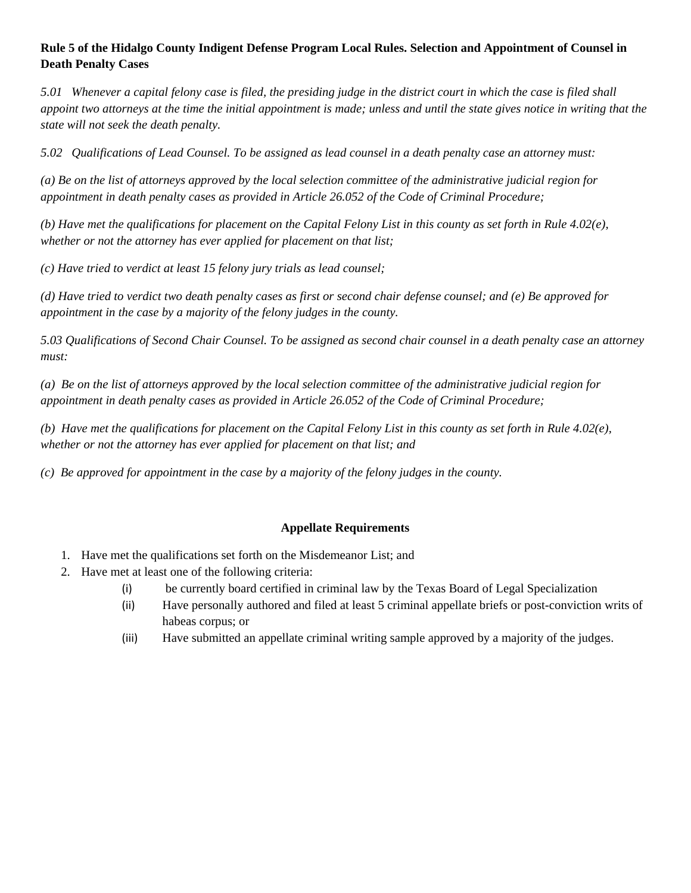**Rule 5 of the Hidalgo County Indigent Defense Program Local Rules. Selection and Appointment of Counsel in Death Penalty Cases**

*5.01 Whenever a capital felony case is filed, the presiding judge in the district court in which the case is filed shall appoint two attorneys at the time the initial appointment is made; unless and until the state gives notice in writing that the state will not seek the death penalty.*

*5.02 Qualifications of Lead Counsel. To be assigned as lead counsel in a death penalty case an attorney must:*

*(a) Be on the list of attorneys approved by the local selection committee of the administrative judicial region for appointment in death penalty cases as provided in Article 26.052 of the Code of Criminal Procedure;*

*(b) Have met the qualifications for placement on the Capital Felony List in this county as set forth in Rule 4.02(e), whether or not the attorney has ever applied for placement on that list;*

*(c) Have tried to verdict at least 15 felony jury trials as lead counsel;*

*(d) Have tried to verdict two death penalty cases as first or second chair defense counsel; and (e) Be approved for appointment in the case by a majority of the felony judges in the county.*

*5.03 Qualifications of Second Chair Counsel. To be assigned as second chair counsel in a death penalty case an attorney must:*

*(a) Be on the list of attorneys approved by the local selection committee of the administrative judicial region for appointment in death penalty cases as provided in Article 26.052 of the Code of Criminal Procedure;*

*(b) Have met the qualifications for placement on the Capital Felony List in this county as set forth in Rule 4.02(e), whether or not the attorney has ever applied for placement on that list; and*

*(c) Be approved for appointment in the case by a majority of the felony judges in the county.*

**Appellate Requirements**

1. Have met the qualifications set forth on the Misdemeanor List; and
2. Have met at least one of the following criteria:
   - (i) be currently board certified in criminal law by the Texas Board of Legal Specialization
   - (ii) Have personally authored and filed at least 5 criminal appellate briefs or post-conviction writs of habeas corpus; or
   - (iii) Have submitted an appellate criminal writing sample approved by a majority of the judges.